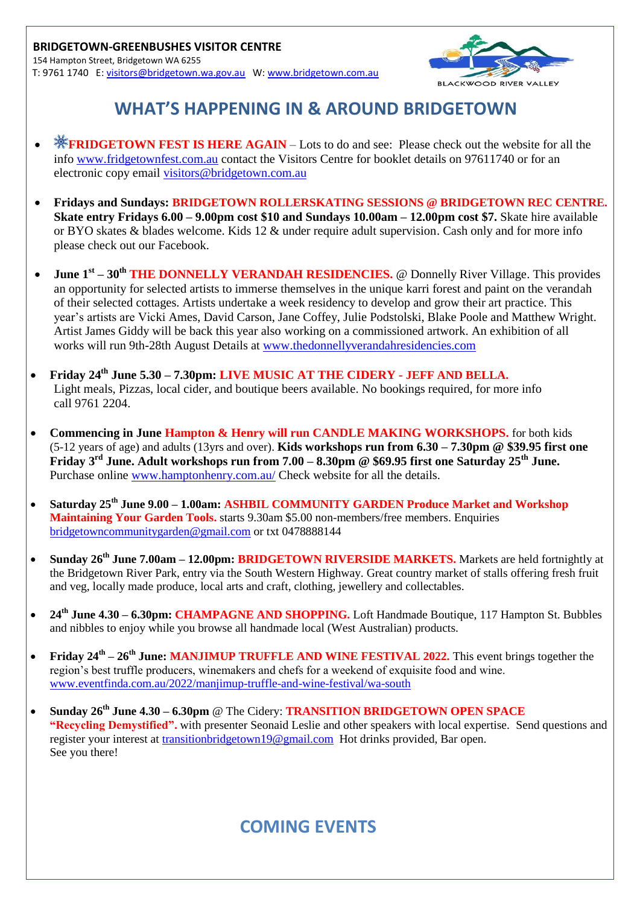**BRIDGETOWN-GREENBUSHES VISITOR CENTRE**
154 Hampton Street, Bridgetown WA 6255
T: 9761 1740 E: visitors@bridgetown.wa.gov.au W: www.bridgetown.com.au

BLACKWOOD RIVER VALLEY

# WHAT'S HAPPENING IN & AROUND BRIDGETOWN

- ❄**FRIDGETOWN FEST IS HERE AGAIN** – Lots to do and see: Please check out the website for all the info www.fridgetownfest.com.au contact the Visitors Centre for booklet details on 97611740 or for an electronic copy email visitors@bridgetown.com.au

- **Fridays and Sundays: BRIDGETOWN ROLLERSKATING SESSIONS @ BRIDGETOWN REC CENTRE. Skate entry Fridays 6.00 – 9.00pm cost $10 and Sundays 10.00am – 12.00pm cost $7.** Skate hire available or BYO skates & blades welcome. Kids 12 & under require adult supervision. Cash only and for more info please check out our Facebook.

- **June 1st – 30th THE DONNELLY VERANDAH RESIDENCIES.** @ Donnelly River Village. This provides an opportunity for selected artists to immerse themselves in the unique karri forest and paint on the verandah of their selected cottages. Artists undertake a week residency to develop and grow their art practice. This year's artists are Vicki Ames, David Carson, Jane Coffey, Julie Podstolski, Blake Poole and Matthew Wright. Artist James Giddy will be back this year also working on a commissioned artwork. An exhibition of all works will run 9th-28th August Details at www.thedonnellyverandahresidencies.com

- **Friday 24th June 5.30 – 7.30pm: LIVE MUSIC AT THE CIDERY - JEFF AND BELLA.** Light meals, Pizzas, local cider, and boutique beers available. No bookings required, for more info call 9761 2204.

- **Commencing in June Hampton & Henry will run CANDLE MAKING WORKSHOPS.** for both kids (5-12 years of age) and adults (13yrs and over). **Kids workshops run from 6.30 – 7.30pm @ $39.95 first one Friday 3rd June. Adult workshops run from 7.00 – 8.30pm @ $69.95 first one Saturday 25th June.** Purchase online www.hamptonhenry.com.au/ Check website for all the details.

- **Saturday 25th June 9.00 – 1.00am: ASHBIL COMMUNITY GARDEN Produce Market and Workshop Maintaining Your Garden Tools.** starts 9.30am $5.00 non-members/free members. Enquiries bridgetowncommunitygarden@gmail.com or txt 0478888144

- **Sunday 26th June 7.00am – 12.00pm: BRIDGETOWN RIVERSIDE MARKETS.** Markets are held fortnightly at the Bridgetown River Park, entry via the South Western Highway. Great country market of stalls offering fresh fruit and veg, locally made produce, local arts and craft, clothing, jewellery and collectables.

- **24th June 4.30 – 6.30pm: CHAMPAGNE AND SHOPPING.** Loft Handmade Boutique, 117 Hampton St. Bubbles and nibbles to enjoy while you browse all handmade local (West Australian) products.

- **Friday 24th – 26th June: MANJIMUP TRUFFLE AND WINE FESTIVAL 2022.** This event brings together the region's best truffle producers, winemakers and chefs for a weekend of exquisite food and wine. www.eventfinda.com.au/2022/manjimup-truffle-and-wine-festival/wa-south

- **Sunday 26th June 4.30 – 6.30pm** @ The Cidery: **TRANSITION BRIDGETOWN OPEN SPACE "Recycling Demystified".** with presenter Seonaid Leslie and other speakers with local expertise. Send questions and register your interest at transitionbridgetown19@gmail.com Hot drinks provided, Bar open. See you there!

## COMING EVENTS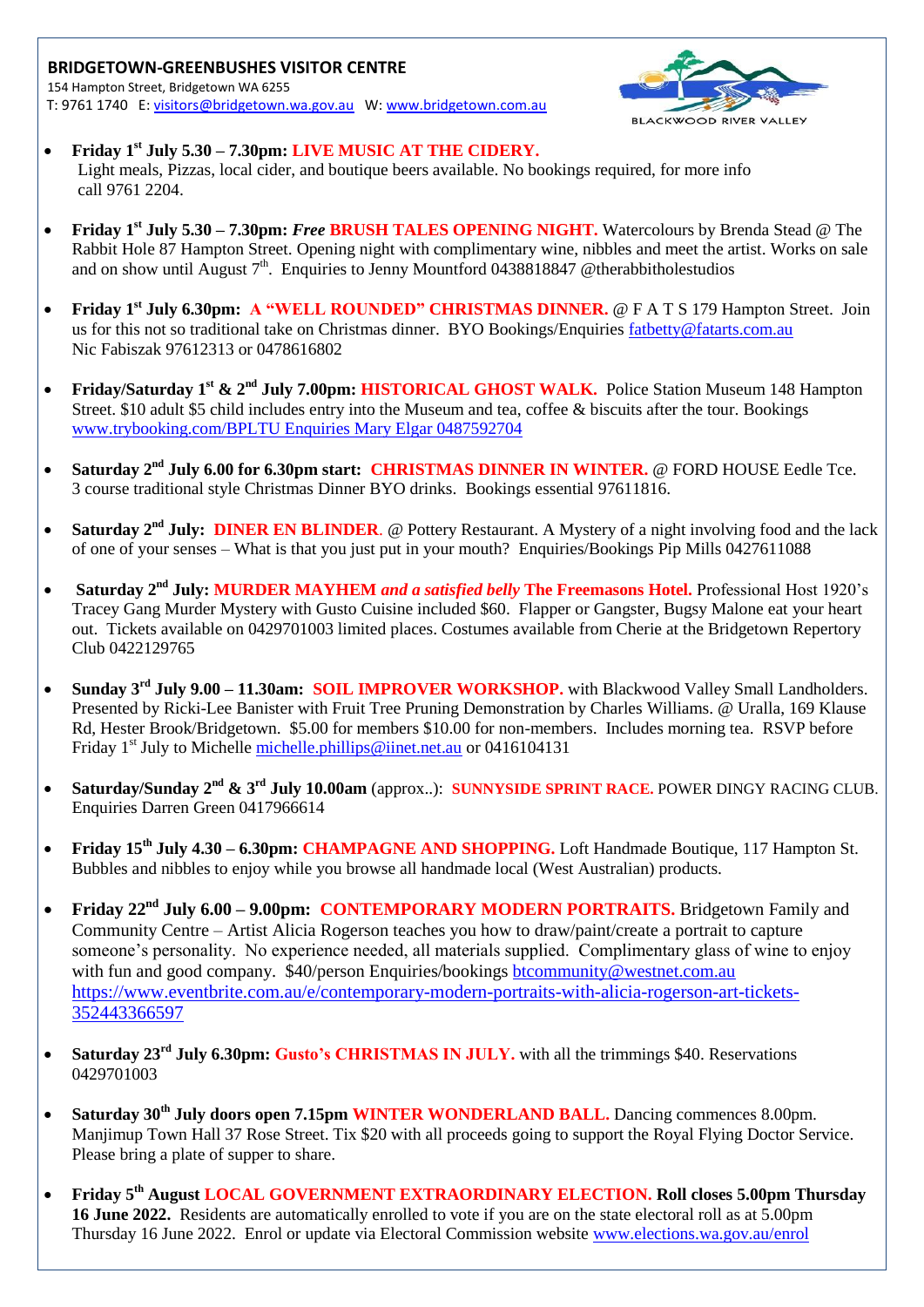**BRIDGETOWN-GREENBUSHES VISITOR CENTRE**
154 Hampton Street, Bridgetown WA 6255
T: 9761 1740 E: visitors@bridgetown.wa.gov.au W: www.bridgetown.com.au

BLACKWOOD RIVER VALLEY

- **Friday 1st July 5.30 – 7.30pm: LIVE MUSIC AT THE CIDERY.** Light meals, Pizzas, local cider, and boutique beers available. No bookings required, for more info call 9761 2204.

- **Friday 1st July 5.30 – 7.30pm:** ***Free*** **BRUSH TALES OPENING NIGHT.** Watercolours by Brenda Stead @ The Rabbit Hole 87 Hampton Street. Opening night with complimentary wine, nibbles and meet the artist. Works on sale and on show until August 7th. Enquiries to Jenny Mountford 0438818847 @therabbitholestudios

- **Friday 1st July 6.30pm: A "WELL ROUNDED" CHRISTMAS DINNER.** @ F A T S 179 Hampton Street. Join us for this not so traditional take on Christmas dinner. BYO Bookings/Enquiries fatbetty@fatarts.com.au Nic Fabiszak 97612313 or 0478616802

- **Friday/Saturday 1st & 2nd July 7.00pm: HISTORICAL GHOST WALK.** Police Station Museum 148 Hampton Street. $10 adult $5 child includes entry into the Museum and tea, coffee & biscuits after the tour. Bookings www.trybooking.com/BPLTU Enquiries Mary Elgar 0487592704

- **Saturday 2nd July 6.00 for 6.30pm start: CHRISTMAS DINNER IN WINTER.** @ FORD HOUSE Eedle Tce. 3 course traditional style Christmas Dinner BYO drinks. Bookings essential 97611816.

- **Saturday 2nd July: DINER EN BLINDER**. @ Pottery Restaurant. A Mystery of a night involving food and the lack of one of your senses – What is that you just put in your mouth? Enquiries/Bookings Pip Mills 0427611088

- **Saturday 2nd July: MURDER MAYHEM** ***and a satisfied belly*** **The Freemasons Hotel.** Professional Host 1920's Tracey Gang Murder Mystery with Gusto Cuisine included $60. Flapper or Gangster, Bugsy Malone eat your heart out. Tickets available on 0429701003 limited places. Costumes available from Cherie at the Bridgetown Repertory Club 0422129765

- **Sunday 3rd July 9.00 – 11.30am: SOIL IMPROVER WORKSHOP.** with Blackwood Valley Small Landholders. Presented by Ricki-Lee Banister with Fruit Tree Pruning Demonstration by Charles Williams. @ Uralla, 169 Klause Rd, Hester Brook/Bridgetown. $5.00 for members $10.00 for non-members. Includes morning tea. RSVP before Friday 1st July to Michelle michelle.phillips@iinet.net.au or 0416104131

- **Saturday/Sunday 2nd & 3rd July 10.00am** (approx..): **SUNNYSIDE SPRINT RACE.** POWER DINGY RACING CLUB. Enquiries Darren Green 0417966614

- **Friday 15th July 4.30 – 6.30pm: CHAMPAGNE AND SHOPPING.** Loft Handmade Boutique, 117 Hampton St. Bubbles and nibbles to enjoy while you browse all handmade local (West Australian) products.

- **Friday 22nd July 6.00 – 9.00pm: CONTEMPORARY MODERN PORTRAITS.** Bridgetown Family and Community Centre – Artist Alicia Rogerson teaches you how to draw/paint/create a portrait to capture someone's personality. No experience needed, all materials supplied. Complimentary glass of wine to enjoy with fun and good company. $40/person Enquiries/bookings btcommunity@westnet.com.au https://www.eventbrite.com.au/e/contemporary-modern-portraits-with-alicia-rogerson-art-tickets-352443366597

- **Saturday 23rd July 6.30pm: Gusto's CHRISTMAS IN JULY.** with all the trimmings $40. Reservations 0429701003

- **Saturday 30th July doors open 7.15pm WINTER WONDERLAND BALL.** Dancing commences 8.00pm. Manjimup Town Hall 37 Rose Street. Tix $20 with all proceeds going to support the Royal Flying Doctor Service. Please bring a plate of supper to share.

- **Friday 5th August LOCAL GOVERNMENT EXTRAORDINARY ELECTION. Roll closes 5.00pm Thursday 16 June 2022.** Residents are automatically enrolled to vote if you are on the state electoral roll as at 5.00pm Thursday 16 June 2022. Enrol or update via Electoral Commission website www.elections.wa.gov.au/enrol